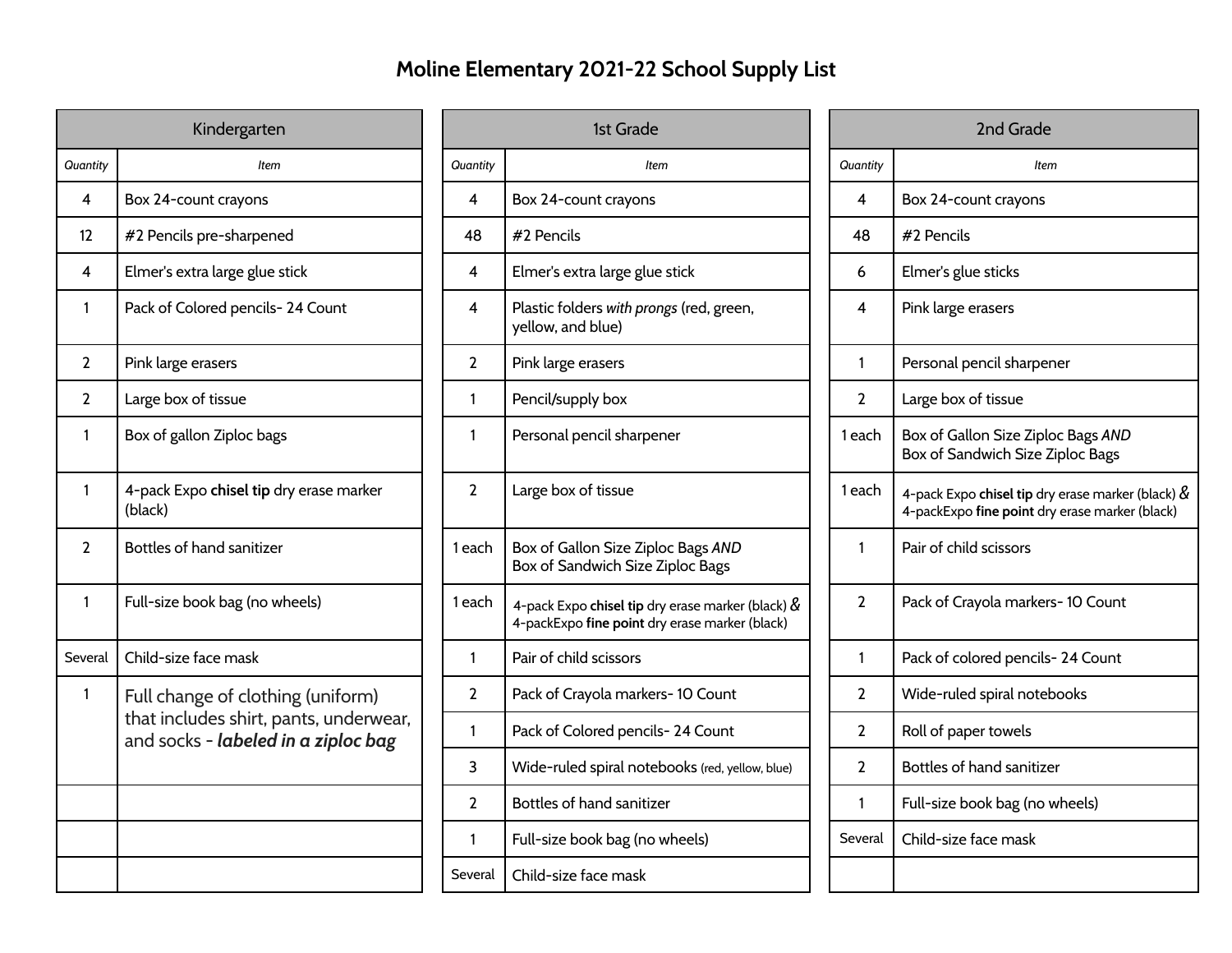# Moline Elementary 2021-22 School Supply List

## Kindergarten

| *Quantity* | *Item* |
|---|---|
| 4 | Box 24-count crayons |
| 12 | #2 Pencils pre-sharpened |
| 4 | Elmer's extra large glue stick |
| 1 | Pack of Colored pencils- 24 Count |
| 2 | Pink large erasers |
| 2 | Large box of tissue |
| 1 | Box of gallon Ziploc bags |
| 1 | 4-pack Expo **chisel tip** dry erase marker (black) |
| 2 | Bottles of hand sanitizer |
| 1 | Full-size book bag (no wheels) |
| Several | Child-size face mask |
| 1 | Full change of clothing (uniform) that includes shirt, pants, underwear, and socks - ***labeled in a ziploc bag*** |
| | |
| | |
| | |

## 1st Grade

| *Quantity* | *Item* |
|---|---|
| 4 | Box 24-count crayons |
| 48 | #2 Pencils |
| 4 | Elmer's extra large glue stick |
| 4 | Plastic folders *with prongs* (red, green, yellow, and blue) |
| 2 | Pink large erasers |
| 1 | Pencil/supply box |
| 1 | Personal pencil sharpener |
| 2 | Large box of tissue |
| 1 each | Box of Gallon Size Ziploc Bags *AND* Box of Sandwich Size Ziploc Bags |
| 1 each | 4-pack Expo **chisel tip** dry erase marker (black) *&* 4-packExpo **fine point** dry erase marker (black) |
| 1 | Pair of child scissors |
| 2 | Pack of Crayola markers- 10 Count |
| 1 | Pack of Colored pencils- 24 Count |
| 3 | Wide-ruled spiral notebooks (red, yellow, blue) |
| 2 | Bottles of hand sanitizer |
| 1 | Full-size book bag (no wheels) |
| Several | Child-size face mask |

## 2nd Grade

| *Quantity* | *Item* |
|---|---|
| 4 | Box 24-count crayons |
| 48 | #2 Pencils |
| 6 | Elmer's glue sticks |
| 4 | Pink large erasers |
| 1 | Personal pencil sharpener |
| 2 | Large box of tissue |
| 1 each | Box of Gallon Size Ziploc Bags *AND* Box of Sandwich Size Ziploc Bags |
| 1 each | 4-pack Expo **chisel tip** dry erase marker (black) *&* 4-packExpo **fine point** dry erase marker (black) |
| 1 | Pair of child scissors |
| 2 | Pack of Crayola markers- 10 Count |
| 1 | Pack of colored pencils- 24 Count |
| 2 | Wide-ruled spiral notebooks |
| 2 | Roll of paper towels |
| 2 | Bottles of hand sanitizer |
| 1 | Full-size book bag (no wheels) |
| Several | Child-size face mask |
| | |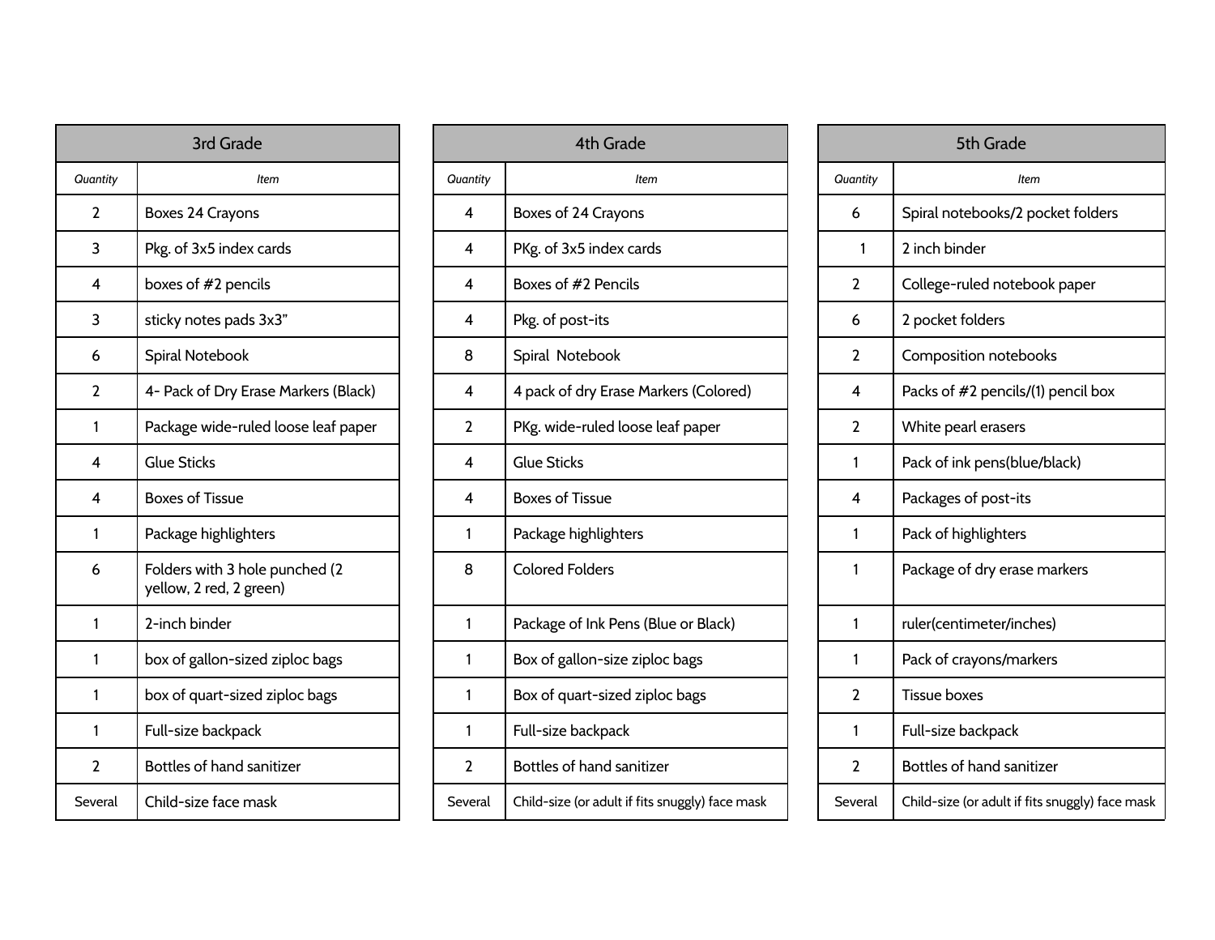| 3rd Grade | |
|---|---|
| *Quantity* | *Item* |
| 2 | Boxes 24 Crayons |
| 3 | Pkg. of 3x5 index cards |
| 4 | boxes of #2 pencils |
| 3 | sticky notes pads 3x3" |
| 6 | Spiral Notebook |
| 2 | 4- Pack of Dry Erase Markers (Black) |
| 1 | Package wide-ruled loose leaf paper |
| 4 | Glue Sticks |
| 4 | Boxes of Tissue |
| 1 | Package highlighters |
| 6 | Folders with 3 hole punched (2 yellow, 2 red, 2 green) |
| 1 | 2-inch binder |
| 1 | box of gallon-sized ziploc bags |
| 1 | box of quart-sized ziploc bags |
| 1 | Full-size backpack |
| 2 | Bottles of hand sanitizer |
| Several | Child-size face mask |

| 4th Grade | |
|---|---|
| *Quantity* | *Item* |
| 4 | Boxes of 24 Crayons |
| 4 | PKg. of 3x5 index cards |
| 4 | Boxes of #2 Pencils |
| 4 | Pkg. of post-its |
| 8 | Spiral Notebook |
| 4 | 4 pack of dry Erase Markers (Colored) |
| 2 | PKg. wide-ruled loose leaf paper |
| 4 | Glue Sticks |
| 4 | Boxes of Tissue |
| 1 | Package highlighters |
| 8 | Colored Folders |
| 1 | Package of Ink Pens (Blue or Black) |
| 1 | Box of gallon-size ziploc bags |
| 1 | Box of quart-sized ziploc bags |
| 1 | Full-size backpack |
| 2 | Bottles of hand sanitizer |
| Several | Child-size (or adult if fits snuggly) face mask |

| 5th Grade | |
|---|---|
| *Quantity* | *Item* |
| 6 | Spiral notebooks/2 pocket folders |
| 1 | 2 inch binder |
| 2 | College-ruled notebook paper |
| 6 | 2 pocket folders |
| 2 | Composition notebooks |
| 4 | Packs of #2 pencils/(1) pencil box |
| 2 | White pearl erasers |
| 1 | Pack of ink pens(blue/black) |
| 4 | Packages of post-its |
| 1 | Pack of highlighters |
| 1 | Package of dry erase markers |
| 1 | ruler(centimeter/inches) |
| 1 | Pack of crayons/markers |
| 2 | Tissue boxes |
| 1 | Full-size backpack |
| 2 | Bottles of hand sanitizer |
| Several | Child-size (or adult if fits snuggly) face mask |